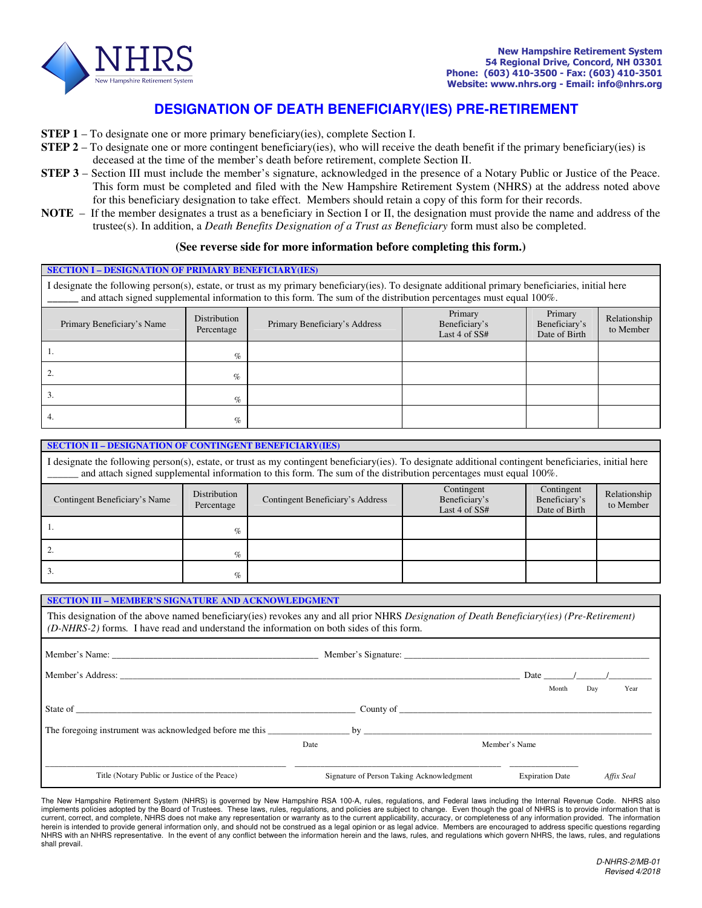NHRS
New Hampshire Retirement System

**New Hampshire Retirement System**
**54 Regional Drive, Concord, NH 03301**
**Phone: (603) 410-3500 - Fax: (603) 410-3501**
**Website: www.nhrs.org - Email: info@nhrs.org**

# DESIGNATION OF DEATH BENEFICIARY(IES) PRE-RETIREMENT

**STEP 1** – To designate one or more primary beneficiary(ies), complete Section I.

**STEP 2** – To designate one or more contingent beneficiary(ies), who will receive the death benefit if the primary beneficiary(ies) is deceased at the time of the member's death before retirement, complete Section II.

**STEP 3** – Section III must include the member's signature, acknowledged in the presence of a Notary Public or Justice of the Peace. This form must be completed and filed with the New Hampshire Retirement System (NHRS) at the address noted above for this beneficiary designation to take effect. Members should retain a copy of this form for their records.

**NOTE** – If the member designates a trust as a beneficiary in Section I or II, the designation must provide the name and address of the trustee(s). In addition, a *Death Benefits Designation of a Trust as Beneficiary* form must also be completed.

**(See reverse side for more information before completing this form.)**

## SECTION I – DESIGNATION OF PRIMARY BENEFICIARY(IES)

I designate the following person(s), estate, or trust as my primary beneficiary(ies). To designate additional primary beneficiaries, initial here ______ and attach signed supplemental information to this form. The sum of the distribution percentages must equal 100%.

| Primary Beneficiary's Name | Distribution Percentage | Primary Beneficiary's Address | Primary Beneficiary's Last 4 of SS# | Primary Beneficiary's Date of Birth | Relationship to Member |
|---|---|---|---|---|---|
| 1. | % | | | | |
| 2. | % | | | | |
| 3. | % | | | | |
| 4. | % | | | | |

## SECTION II – DESIGNATION OF CONTINGENT BENEFICIARY(IES)

I designate the following person(s), estate, or trust as my contingent beneficiary(ies). To designate additional contingent beneficiaries, initial here ______ and attach signed supplemental information to this form. The sum of the distribution percentages must equal 100%.

| Contingent Beneficiary's Name | Distribution Percentage | Contingent Beneficiary's Address | Contingent Beneficiary's Last 4 of SS# | Contingent Beneficiary's Date of Birth | Relationship to Member |
|---|---|---|---|---|---|
| 1. | % | | | | |
| 2. | % | | | | |
| 3. | % | | | | |

## SECTION III – MEMBER'S SIGNATURE AND ACKNOWLEDGMENT

This designation of the above named beneficiary(ies) revokes any and all prior NHRS *Designation of Death Beneficiary(ies) (Pre-Retirement) (D-NHRS-2)* forms. I have read and understand the information on both sides of this form.

Member's Name: ____________________________________________ Member's Signature: ____________________________________________

Member's Address: ____________________________________________ Date ______/______/_________
(Month / Day / Year)

State of ____________________________________________ County of ____________________________________________

The foregoing instrument was acknowledged before me this _________________ by ____________________________________________
(Date) (Member's Name)

_____________________________ _____________________________ _____________ 
Title (Notary Public or Justice of the Peace) | Signature of Person Taking Acknowledgment | Expiration Date | *Affix Seal*

The New Hampshire Retirement System (NHRS) is governed by New Hampshire RSA 100-A, rules, regulations, and Federal laws including the Internal Revenue Code. NHRS also implements policies adopted by the Board of Trustees. These laws, rules, regulations, and policies are subject to change. Even though the goal of NHRS is to provide information that is current, correct, and complete, NHRS does not make any representation or warranty as to the current applicability, accuracy, or completeness of any information provided. The information herein is intended to provide general information only, and should not be construed as a legal opinion or as legal advice. Members are encouraged to address specific questions regarding NHRS with an NHRS representative. In the event of any conflict between the information herein and the laws, rules, and regulations which govern NHRS, the laws, rules, and regulations shall prevail.

*D-NHRS-2/MB-01*
*Revised 4/2018*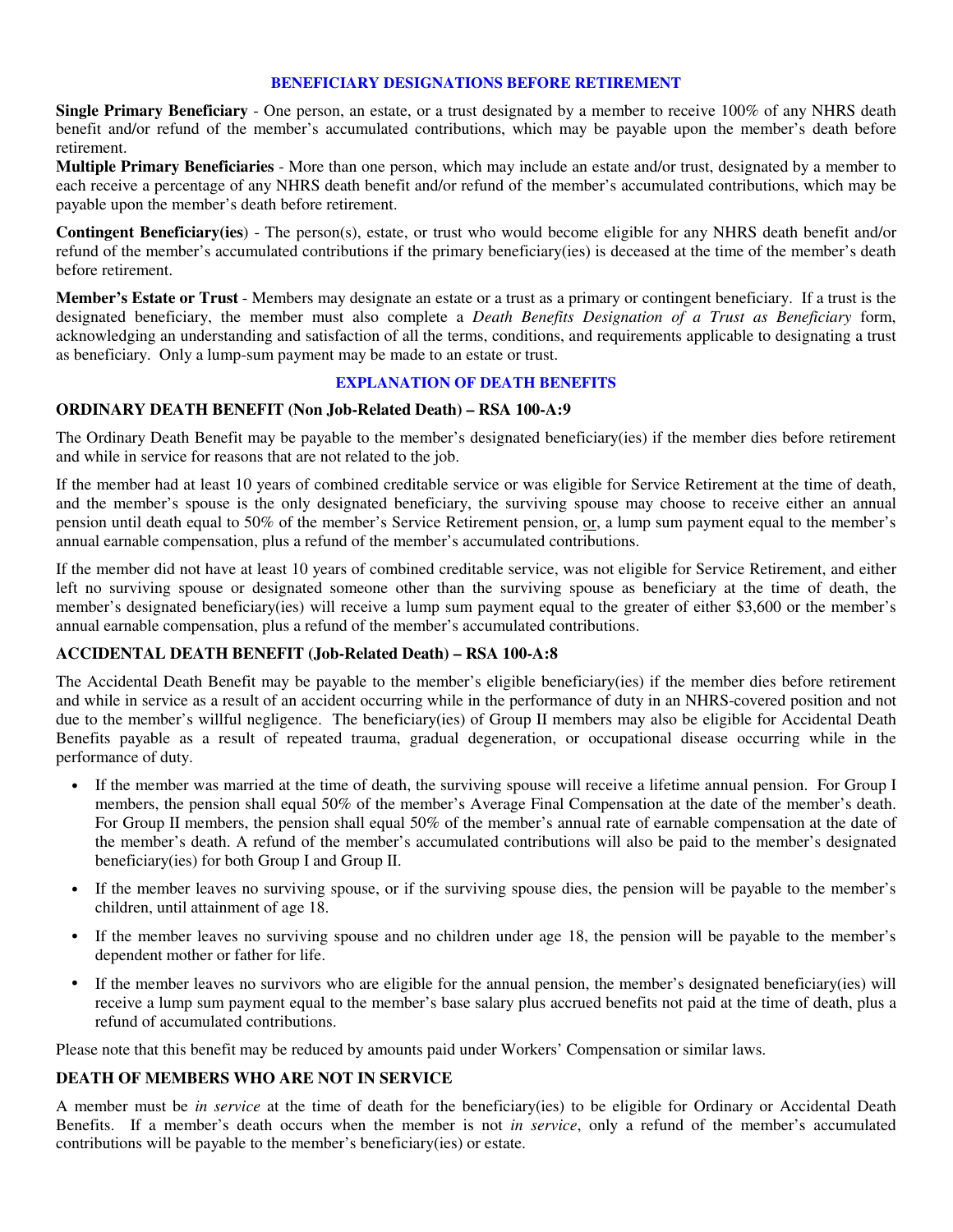## BENEFICIARY DESIGNATIONS BEFORE RETIREMENT

**Single Primary Beneficiary** - One person, an estate, or a trust designated by a member to receive 100% of any NHRS death benefit and/or refund of the member's accumulated contributions, which may be payable upon the member's death before retirement.

**Multiple Primary Beneficiaries** - More than one person, which may include an estate and/or trust, designated by a member to each receive a percentage of any NHRS death benefit and/or refund of the member's accumulated contributions, which may be payable upon the member's death before retirement.

**Contingent Beneficiary(ies)** - The person(s), estate, or trust who would become eligible for any NHRS death benefit and/or refund of the member's accumulated contributions if the primary beneficiary(ies) is deceased at the time of the member's death before retirement.

**Member's Estate or Trust** - Members may designate an estate or a trust as a primary or contingent beneficiary. If a trust is the designated beneficiary, the member must also complete a *Death Benefits Designation of a Trust as Beneficiary* form, acknowledging an understanding and satisfaction of all the terms, conditions, and requirements applicable to designating a trust as beneficiary. Only a lump-sum payment may be made to an estate or trust.

## EXPLANATION OF DEATH BENEFITS

### ORDINARY DEATH BENEFIT (Non Job-Related Death) – RSA 100-A:9

The Ordinary Death Benefit may be payable to the member's designated beneficiary(ies) if the member dies before retirement and while in service for reasons that are not related to the job.

If the member had at least 10 years of combined creditable service or was eligible for Service Retirement at the time of death, and the member's spouse is the only designated beneficiary, the surviving spouse may choose to receive either an annual pension until death equal to 50% of the member's Service Retirement pension, or, a lump sum payment equal to the member's annual earnable compensation, plus a refund of the member's accumulated contributions.

If the member did not have at least 10 years of combined creditable service, was not eligible for Service Retirement, and either left no surviving spouse or designated someone other than the surviving spouse as beneficiary at the time of death, the member's designated beneficiary(ies) will receive a lump sum payment equal to the greater of either $3,600 or the member's annual earnable compensation, plus a refund of the member's accumulated contributions.

### ACCIDENTAL DEATH BENEFIT (Job-Related Death) – RSA 100-A:8

The Accidental Death Benefit may be payable to the member's eligible beneficiary(ies) if the member dies before retirement and while in service as a result of an accident occurring while in the performance of duty in an NHRS-covered position and not due to the member's willful negligence. The beneficiary(ies) of Group II members may also be eligible for Accidental Death Benefits payable as a result of repeated trauma, gradual degeneration, or occupational disease occurring while in the performance of duty.

- If the member was married at the time of death, the surviving spouse will receive a lifetime annual pension. For Group I members, the pension shall equal 50% of the member's Average Final Compensation at the date of the member's death. For Group II members, the pension shall equal 50% of the member's annual rate of earnable compensation at the date of the member's death. A refund of the member's accumulated contributions will also be paid to the member's designated beneficiary(ies) for both Group I and Group II.
- If the member leaves no surviving spouse, or if the surviving spouse dies, the pension will be payable to the member's children, until attainment of age 18.
- If the member leaves no surviving spouse and no children under age 18, the pension will be payable to the member's dependent mother or father for life.
- If the member leaves no survivors who are eligible for the annual pension, the member's designated beneficiary(ies) will receive a lump sum payment equal to the member's base salary plus accrued benefits not paid at the time of death, plus a refund of accumulated contributions.

Please note that this benefit may be reduced by amounts paid under Workers' Compensation or similar laws.

### DEATH OF MEMBERS WHO ARE NOT IN SERVICE

A member must be *in service* at the time of death for the beneficiary(ies) to be eligible for Ordinary or Accidental Death Benefits. If a member's death occurs when the member is not *in service*, only a refund of the member's accumulated contributions will be payable to the member's beneficiary(ies) or estate.